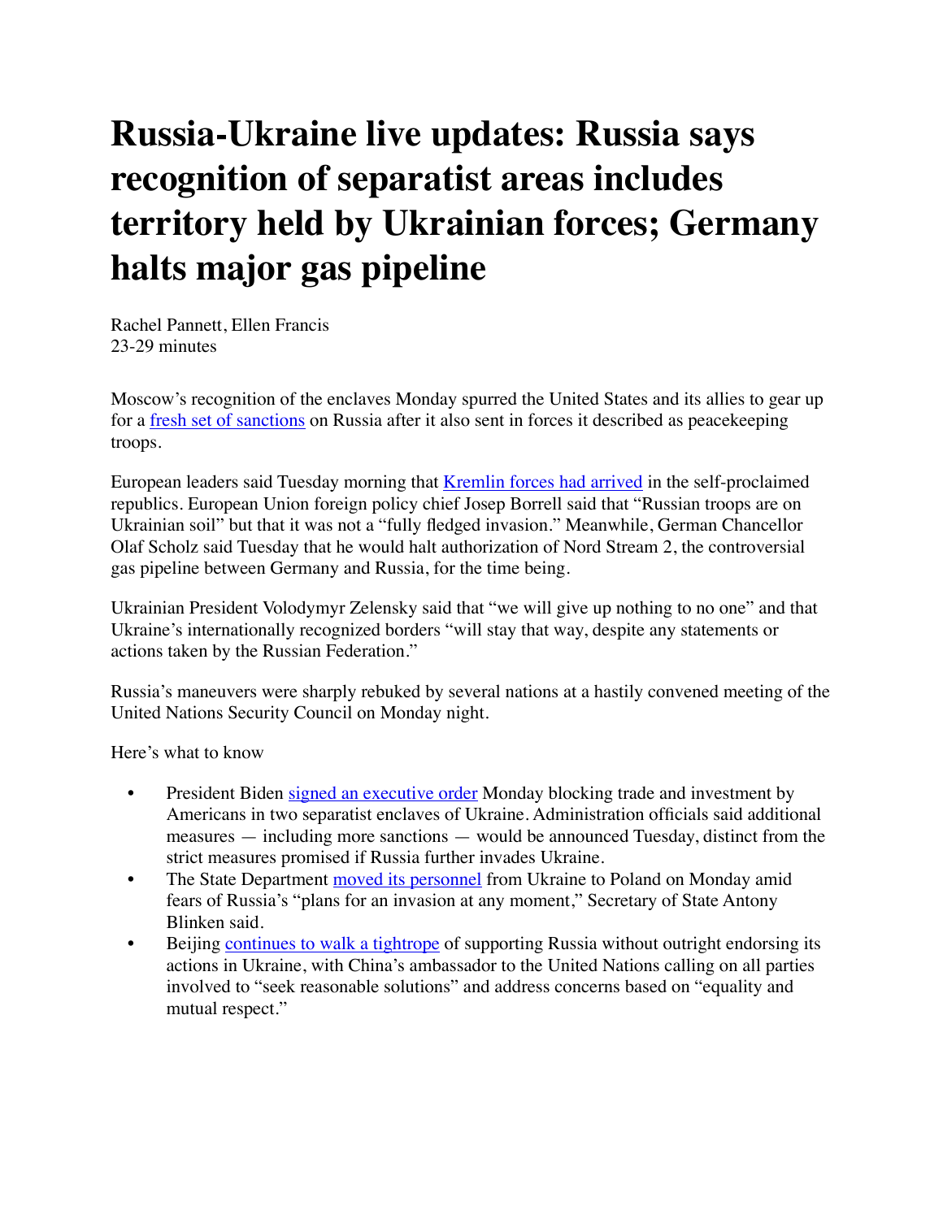# Russia-Ukraine live updates: Russia says recognition of separatist areas includes territory held by Ukrainian forces; Germany halts major gas pipeline

Rachel Pannett, Ellen Francis
23-29 minutes

Moscow's recognition of the enclaves Monday spurred the United States and its allies to gear up for a fresh set of sanctions on Russia after it also sent in forces it described as peacekeeping troops.

European leaders said Tuesday morning that Kremlin forces had arrived in the self-proclaimed republics. European Union foreign policy chief Josep Borrell said that "Russian troops are on Ukrainian soil" but that it was not a "fully fledged invasion." Meanwhile, German Chancellor Olaf Scholz said Tuesday that he would halt authorization of Nord Stream 2, the controversial gas pipeline between Germany and Russia, for the time being.

Ukrainian President Volodymyr Zelensky said that "we will give up nothing to no one" and that Ukraine's internationally recognized borders "will stay that way, despite any statements or actions taken by the Russian Federation."

Russia's maneuvers were sharply rebuked by several nations at a hastily convened meeting of the United Nations Security Council on Monday night.

Here's what to know

- President Biden signed an executive order Monday blocking trade and investment by Americans in two separatist enclaves of Ukraine. Administration officials said additional measures — including more sanctions — would be announced Tuesday, distinct from the strict measures promised if Russia further invades Ukraine.
- The State Department moved its personnel from Ukraine to Poland on Monday amid fears of Russia's "plans for an invasion at any moment," Secretary of State Antony Blinken said.
- Beijing continues to walk a tightrope of supporting Russia without outright endorsing its actions in Ukraine, with China's ambassador to the United Nations calling on all parties involved to "seek reasonable solutions" and address concerns based on "equality and mutual respect."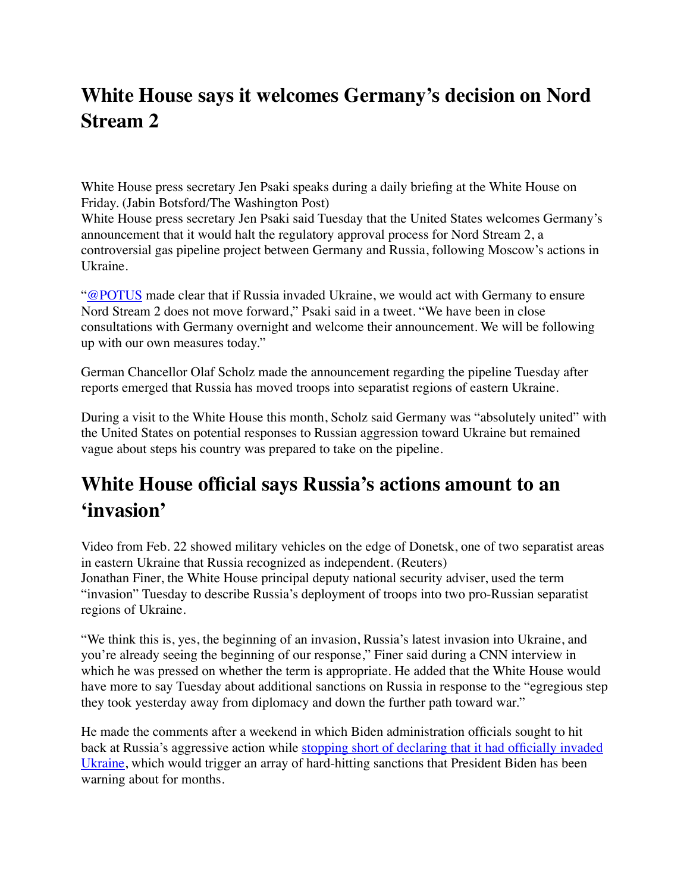## White House says it welcomes Germany's decision on Nord Stream 2

White House press secretary Jen Psaki speaks during a daily briefing at the White House on Friday. (Jabin Botsford/The Washington Post)

White House press secretary Jen Psaki said Tuesday that the United States welcomes Germany's announcement that it would halt the regulatory approval process for Nord Stream 2, a controversial gas pipeline project between Germany and Russia, following Moscow's actions in Ukraine.

"@POTUS made clear that if Russia invaded Ukraine, we would act with Germany to ensure Nord Stream 2 does not move forward," Psaki said in a tweet. "We have been in close consultations with Germany overnight and welcome their announcement. We will be following up with our own measures today."

German Chancellor Olaf Scholz made the announcement regarding the pipeline Tuesday after reports emerged that Russia has moved troops into separatist regions of eastern Ukraine.

During a visit to the White House this month, Scholz said Germany was "absolutely united" with the United States on potential responses to Russian aggression toward Ukraine but remained vague about steps his country was prepared to take on the pipeline.

## White House official says Russia's actions amount to an 'invasion'

Video from Feb. 22 showed military vehicles on the edge of Donetsk, one of two separatist areas in eastern Ukraine that Russia recognized as independent. (Reuters)

Jonathan Finer, the White House principal deputy national security adviser, used the term "invasion" Tuesday to describe Russia's deployment of troops into two pro-Russian separatist regions of Ukraine.

"We think this is, yes, the beginning of an invasion, Russia's latest invasion into Ukraine, and you're already seeing the beginning of our response," Finer said during a CNN interview in which he was pressed on whether the term is appropriate. He added that the White House would have more to say Tuesday about additional sanctions on Russia in response to the "egregious step they took yesterday away from diplomacy and down the further path toward war."

He made the comments after a weekend in which Biden administration officials sought to hit back at Russia's aggressive action while stopping short of declaring that it had officially invaded Ukraine, which would trigger an array of hard-hitting sanctions that President Biden has been warning about for months.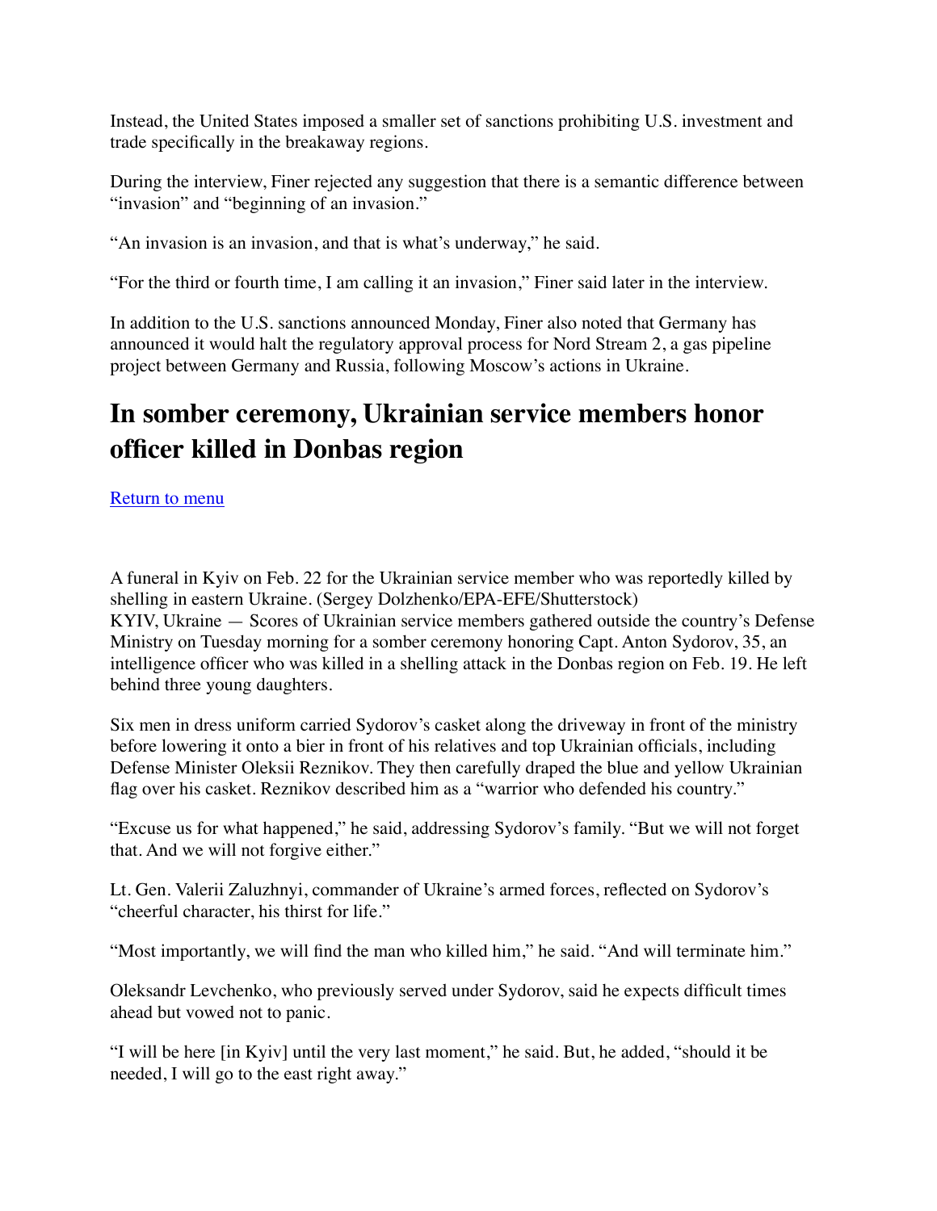Instead, the United States imposed a smaller set of sanctions prohibiting U.S. investment and trade specifically in the breakaway regions.

During the interview, Finer rejected any suggestion that there is a semantic difference between "invasion" and "beginning of an invasion."

"An invasion is an invasion, and that is what's underway," he said.

"For the third or fourth time, I am calling it an invasion," Finer said later in the interview.

In addition to the U.S. sanctions announced Monday, Finer also noted that Germany has announced it would halt the regulatory approval process for Nord Stream 2, a gas pipeline project between Germany and Russia, following Moscow's actions in Ukraine.

# In somber ceremony, Ukrainian service members honor officer killed in Donbas region

[Return to menu]

A funeral in Kyiv on Feb. 22 for the Ukrainian service member who was reportedly killed by shelling in eastern Ukraine. (Sergey Dolzhenko/EPA-EFE/Shutterstock)

KYIV, Ukraine — Scores of Ukrainian service members gathered outside the country's Defense Ministry on Tuesday morning for a somber ceremony honoring Capt. Anton Sydorov, 35, an intelligence officer who was killed in a shelling attack in the Donbas region on Feb. 19. He left behind three young daughters.

Six men in dress uniform carried Sydorov's casket along the driveway in front of the ministry before lowering it onto a bier in front of his relatives and top Ukrainian officials, including Defense Minister Oleksii Reznikov. They then carefully draped the blue and yellow Ukrainian flag over his casket. Reznikov described him as a "warrior who defended his country."

"Excuse us for what happened," he said, addressing Sydorov's family. "But we will not forget that. And we will not forgive either."

Lt. Gen. Valerii Zaluzhnyi, commander of Ukraine's armed forces, reflected on Sydorov's "cheerful character, his thirst for life."

"Most importantly, we will find the man who killed him," he said. "And will terminate him."

Oleksandr Levchenko, who previously served under Sydorov, said he expects difficult times ahead but vowed not to panic.

"I will be here [in Kyiv] until the very last moment," he said. But, he added, "should it be needed, I will go to the east right away."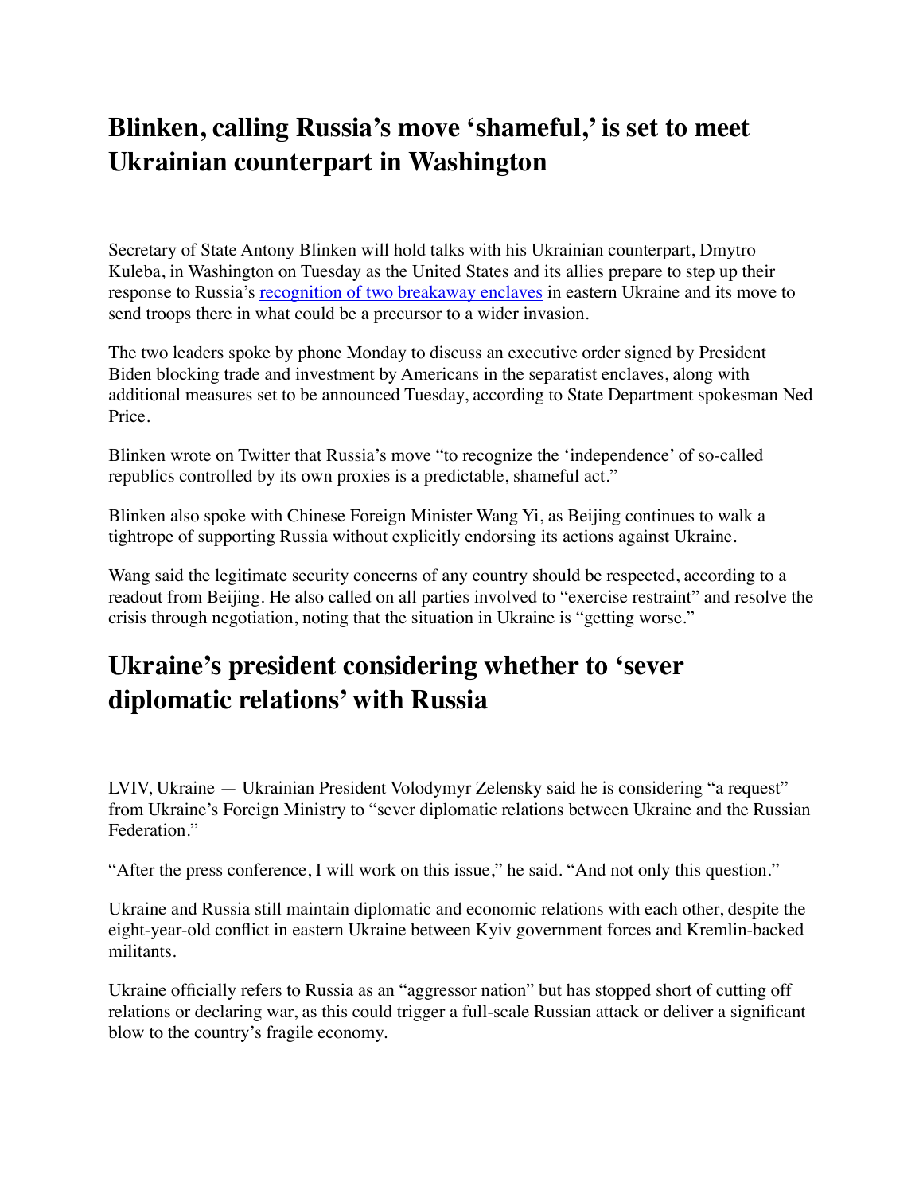## Blinken, calling Russia's move 'shameful,' is set to meet Ukrainian counterpart in Washington

Secretary of State Antony Blinken will hold talks with his Ukrainian counterpart, Dmytro Kuleba, in Washington on Tuesday as the United States and its allies prepare to step up their response to Russia's [recognition of two breakaway enclaves](#) in eastern Ukraine and its move to send troops there in what could be a precursor to a wider invasion.

The two leaders spoke by phone Monday to discuss an executive order signed by President Biden blocking trade and investment by Americans in the separatist enclaves, along with additional measures set to be announced Tuesday, according to State Department spokesman Ned Price.

Blinken wrote on Twitter that Russia's move "to recognize the 'independence' of so-called republics controlled by its own proxies is a predictable, shameful act."

Blinken also spoke with Chinese Foreign Minister Wang Yi, as Beijing continues to walk a tightrope of supporting Russia without explicitly endorsing its actions against Ukraine.

Wang said the legitimate security concerns of any country should be respected, according to a readout from Beijing. He also called on all parties involved to "exercise restraint" and resolve the crisis through negotiation, noting that the situation in Ukraine is "getting worse."

## Ukraine's president considering whether to 'sever diplomatic relations' with Russia

LVIV, Ukraine — Ukrainian President Volodymyr Zelensky said he is considering "a request" from Ukraine's Foreign Ministry to "sever diplomatic relations between Ukraine and the Russian Federation."

"After the press conference, I will work on this issue," he said. "And not only this question."

Ukraine and Russia still maintain diplomatic and economic relations with each other, despite the eight-year-old conflict in eastern Ukraine between Kyiv government forces and Kremlin-backed militants.

Ukraine officially refers to Russia as an "aggressor nation" but has stopped short of cutting off relations or declaring war, as this could trigger a full-scale Russian attack or deliver a significant blow to the country's fragile economy.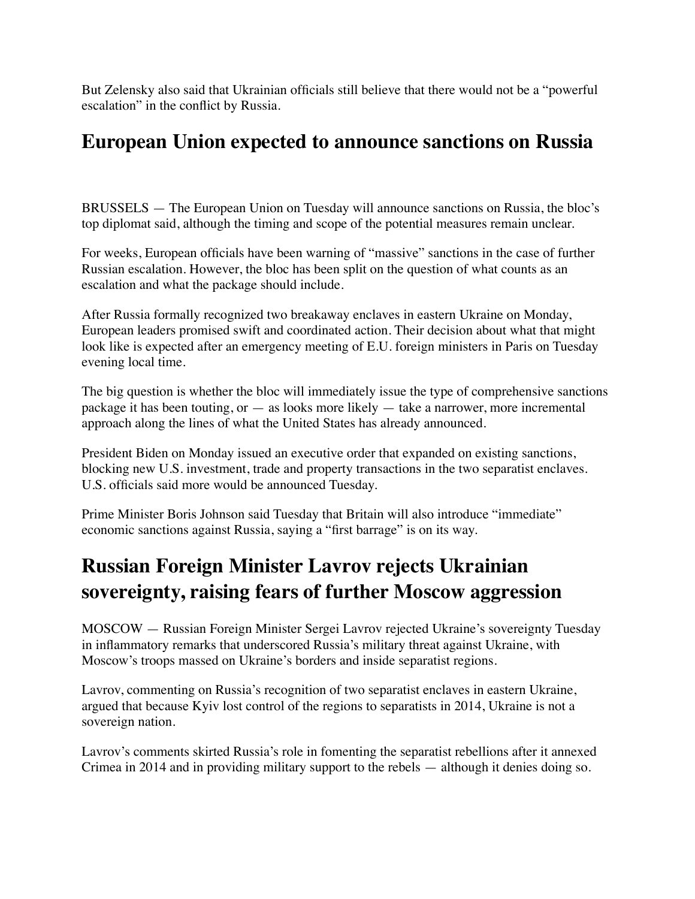But Zelensky also said that Ukrainian officials still believe that there would not be a "powerful escalation" in the conflict by Russia.

## European Union expected to announce sanctions on Russia

BRUSSELS — The European Union on Tuesday will announce sanctions on Russia, the bloc's top diplomat said, although the timing and scope of the potential measures remain unclear.

For weeks, European officials have been warning of "massive" sanctions in the case of further Russian escalation. However, the bloc has been split on the question of what counts as an escalation and what the package should include.

After Russia formally recognized two breakaway enclaves in eastern Ukraine on Monday, European leaders promised swift and coordinated action. Their decision about what that might look like is expected after an emergency meeting of E.U. foreign ministers in Paris on Tuesday evening local time.

The big question is whether the bloc will immediately issue the type of comprehensive sanctions package it has been touting, or — as looks more likely — take a narrower, more incremental approach along the lines of what the United States has already announced.

President Biden on Monday issued an executive order that expanded on existing sanctions, blocking new U.S. investment, trade and property transactions in the two separatist enclaves. U.S. officials said more would be announced Tuesday.

Prime Minister Boris Johnson said Tuesday that Britain will also introduce "immediate" economic sanctions against Russia, saying a "first barrage" is on its way.

## Russian Foreign Minister Lavrov rejects Ukrainian sovereignty, raising fears of further Moscow aggression

MOSCOW — Russian Foreign Minister Sergei Lavrov rejected Ukraine's sovereignty Tuesday in inflammatory remarks that underscored Russia's military threat against Ukraine, with Moscow's troops massed on Ukraine's borders and inside separatist regions.

Lavrov, commenting on Russia's recognition of two separatist enclaves in eastern Ukraine, argued that because Kyiv lost control of the regions to separatists in 2014, Ukraine is not a sovereign nation.

Lavrov's comments skirted Russia's role in fomenting the separatist rebellions after it annexed Crimea in 2014 and in providing military support to the rebels — although it denies doing so.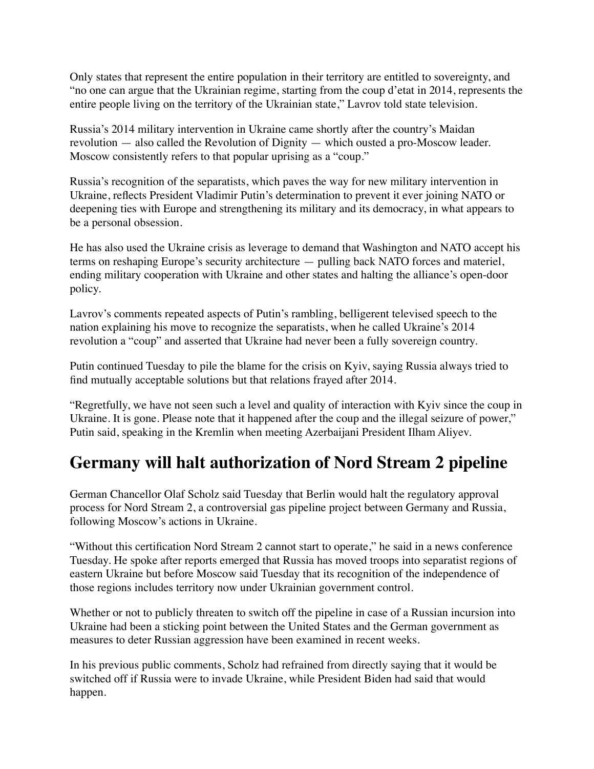Only states that represent the entire population in their territory are entitled to sovereignty, and "no one can argue that the Ukrainian regime, starting from the coup d'etat in 2014, represents the entire people living on the territory of the Ukrainian state," Lavrov told state television.

Russia's 2014 military intervention in Ukraine came shortly after the country's Maidan revolution — also called the Revolution of Dignity — which ousted a pro-Moscow leader. Moscow consistently refers to that popular uprising as a "coup."

Russia's recognition of the separatists, which paves the way for new military intervention in Ukraine, reflects President Vladimir Putin's determination to prevent it ever joining NATO or deepening ties with Europe and strengthening its military and its democracy, in what appears to be a personal obsession.

He has also used the Ukraine crisis as leverage to demand that Washington and NATO accept his terms on reshaping Europe's security architecture — pulling back NATO forces and materiel, ending military cooperation with Ukraine and other states and halting the alliance's open-door policy.

Lavrov's comments repeated aspects of Putin's rambling, belligerent televised speech to the nation explaining his move to recognize the separatists, when he called Ukraine's 2014 revolution a "coup" and asserted that Ukraine had never been a fully sovereign country.

Putin continued Tuesday to pile the blame for the crisis on Kyiv, saying Russia always tried to find mutually acceptable solutions but that relations frayed after 2014.

"Regretfully, we have not seen such a level and quality of interaction with Kyiv since the coup in Ukraine. It is gone. Please note that it happened after the coup and the illegal seizure of power," Putin said, speaking in the Kremlin when meeting Azerbaijani President Ilham Aliyev.

## Germany will halt authorization of Nord Stream 2 pipeline

German Chancellor Olaf Scholz said Tuesday that Berlin would halt the regulatory approval process for Nord Stream 2, a controversial gas pipeline project between Germany and Russia, following Moscow's actions in Ukraine.

"Without this certification Nord Stream 2 cannot start to operate," he said in a news conference Tuesday. He spoke after reports emerged that Russia has moved troops into separatist regions of eastern Ukraine but before Moscow said Tuesday that its recognition of the independence of those regions includes territory now under Ukrainian government control.

Whether or not to publicly threaten to switch off the pipeline in case of a Russian incursion into Ukraine had been a sticking point between the United States and the German government as measures to deter Russian aggression have been examined in recent weeks.

In his previous public comments, Scholz had refrained from directly saying that it would be switched off if Russia were to invade Ukraine, while President Biden had said that would happen.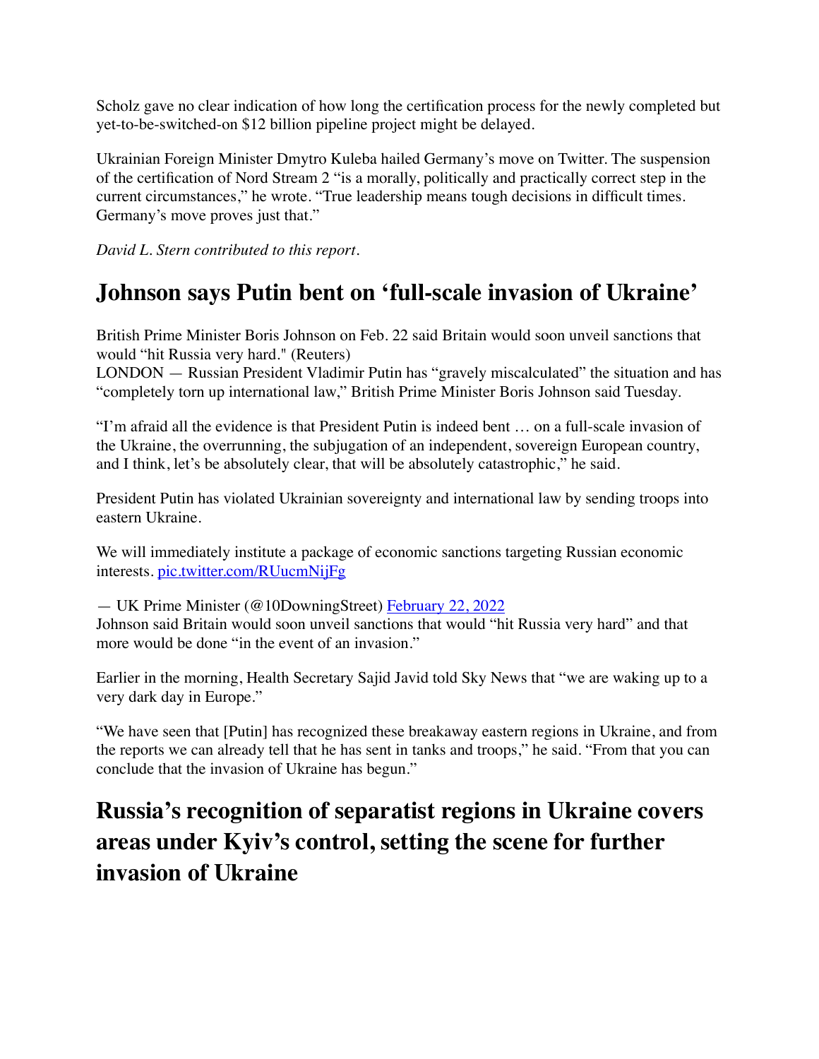Scholz gave no clear indication of how long the certification process for the newly completed but yet-to-be-switched-on $12 billion pipeline project might be delayed.

Ukrainian Foreign Minister Dmytro Kuleba hailed Germany's move on Twitter. The suspension of the certification of Nord Stream 2 "is a morally, politically and practically correct step in the current circumstances," he wrote. "True leadership means tough decisions in difficult times. Germany's move proves just that."

*David L. Stern contributed to this report.*

## Johnson says Putin bent on 'full-scale invasion of Ukraine'

British Prime Minister Boris Johnson on Feb. 22 said Britain would soon unveil sanctions that would "hit Russia very hard." (Reuters)
LONDON — Russian President Vladimir Putin has "gravely miscalculated" the situation and has "completely torn up international law," British Prime Minister Boris Johnson said Tuesday.

"I'm afraid all the evidence is that President Putin is indeed bent … on a full-scale invasion of the Ukraine, the overrunning, the subjugation of an independent, sovereign European country, and I think, let's be absolutely clear, that will be absolutely catastrophic," he said.

President Putin has violated Ukrainian sovereignty and international law by sending troops into eastern Ukraine.

We will immediately institute a package of economic sanctions targeting Russian economic interests. [pic.twitter.com/RUucmNijFg](pic.twitter.com/RUucmNijFg)

— UK Prime Minister (@10DowningStreet) [February 22, 2022](February 22, 2022)
Johnson said Britain would soon unveil sanctions that would "hit Russia very hard" and that more would be done "in the event of an invasion."

Earlier in the morning, Health Secretary Sajid Javid told Sky News that "we are waking up to a very dark day in Europe."

"We have seen that [Putin] has recognized these breakaway eastern regions in Ukraine, and from the reports we can already tell that he has sent in tanks and troops," he said. "From that you can conclude that the invasion of Ukraine has begun."

## Russia's recognition of separatist regions in Ukraine covers areas under Kyiv's control, setting the scene for further invasion of Ukraine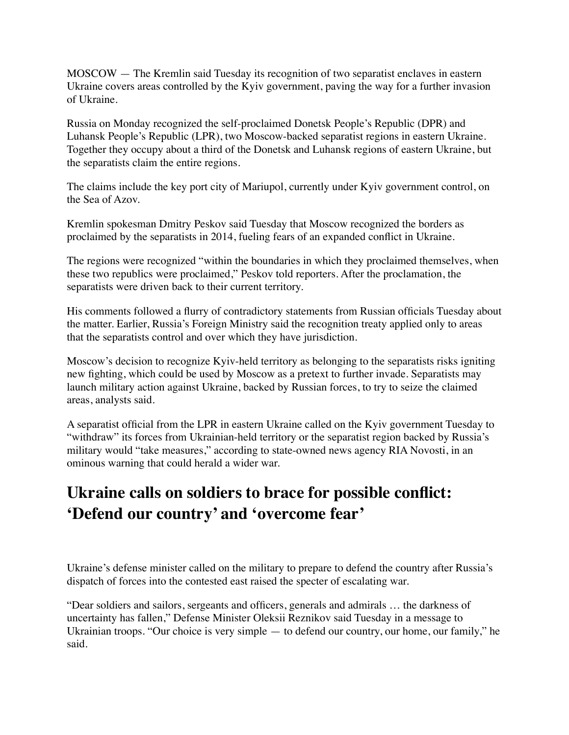MOSCOW — The Kremlin said Tuesday its recognition of two separatist enclaves in eastern Ukraine covers areas controlled by the Kyiv government, paving the way for a further invasion of Ukraine.

Russia on Monday recognized the self-proclaimed Donetsk People's Republic (DPR) and Luhansk People's Republic (LPR), two Moscow-backed separatist regions in eastern Ukraine. Together they occupy about a third of the Donetsk and Luhansk regions of eastern Ukraine, but the separatists claim the entire regions.

The claims include the key port city of Mariupol, currently under Kyiv government control, on the Sea of Azov.

Kremlin spokesman Dmitry Peskov said Tuesday that Moscow recognized the borders as proclaimed by the separatists in 2014, fueling fears of an expanded conflict in Ukraine.

The regions were recognized "within the boundaries in which they proclaimed themselves, when these two republics were proclaimed," Peskov told reporters. After the proclamation, the separatists were driven back to their current territory.

His comments followed a flurry of contradictory statements from Russian officials Tuesday about the matter. Earlier, Russia's Foreign Ministry said the recognition treaty applied only to areas that the separatists control and over which they have jurisdiction.

Moscow's decision to recognize Kyiv-held territory as belonging to the separatists risks igniting new fighting, which could be used by Moscow as a pretext to further invade. Separatists may launch military action against Ukraine, backed by Russian forces, to try to seize the claimed areas, analysts said.

A separatist official from the LPR in eastern Ukraine called on the Kyiv government Tuesday to "withdraw" its forces from Ukrainian-held territory or the separatist region backed by Russia's military would "take measures," according to state-owned news agency RIA Novosti, in an ominous warning that could herald a wider war.

## Ukraine calls on soldiers to brace for possible conflict: 'Defend our country' and 'overcome fear'

Ukraine's defense minister called on the military to prepare to defend the country after Russia's dispatch of forces into the contested east raised the specter of escalating war.

"Dear soldiers and sailors, sergeants and officers, generals and admirals … the darkness of uncertainty has fallen," Defense Minister Oleksii Reznikov said Tuesday in a message to Ukrainian troops. "Our choice is very simple — to defend our country, our home, our family," he said.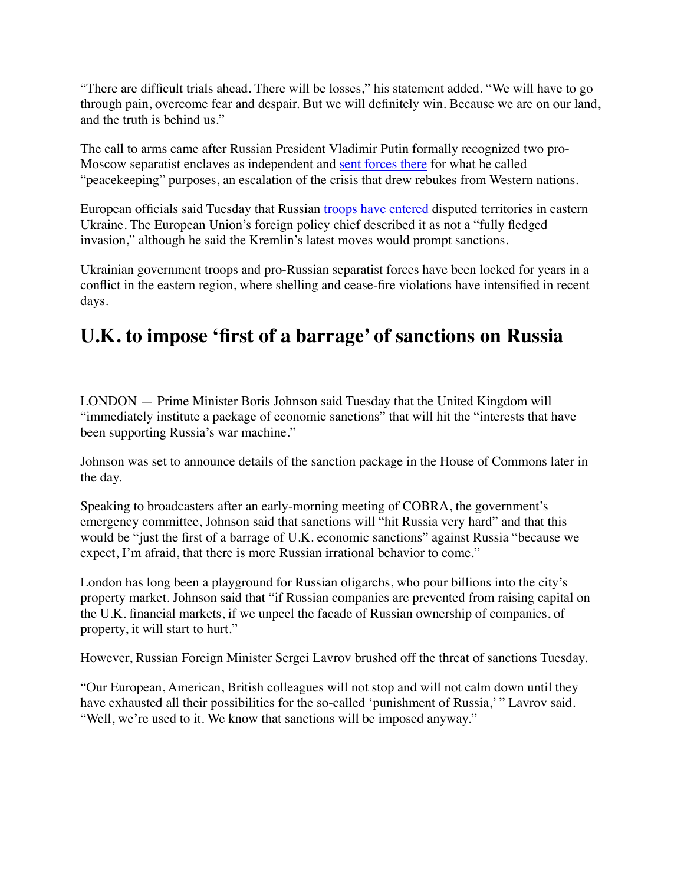"There are difficult trials ahead. There will be losses," his statement added. "We will have to go through pain, overcome fear and despair. But we will definitely win. Because we are on our land, and the truth is behind us."

The call to arms came after Russian President Vladimir Putin formally recognized two pro-Moscow separatist enclaves as independent and sent forces there for what he called "peacekeeping" purposes, an escalation of the crisis that drew rebukes from Western nations.

European officials said Tuesday that Russian troops have entered disputed territories in eastern Ukraine. The European Union's foreign policy chief described it as not a "fully fledged invasion," although he said the Kremlin's latest moves would prompt sanctions.

Ukrainian government troops and pro-Russian separatist forces have been locked for years in a conflict in the eastern region, where shelling and cease-fire violations have intensified in recent days.

## U.K. to impose 'first of a barrage' of sanctions on Russia

LONDON — Prime Minister Boris Johnson said Tuesday that the United Kingdom will "immediately institute a package of economic sanctions" that will hit the "interests that have been supporting Russia's war machine."

Johnson was set to announce details of the sanction package in the House of Commons later in the day.

Speaking to broadcasters after an early-morning meeting of COBRA, the government's emergency committee, Johnson said that sanctions will "hit Russia very hard" and that this would be "just the first of a barrage of U.K. economic sanctions" against Russia "because we expect, I'm afraid, that there is more Russian irrational behavior to come."

London has long been a playground for Russian oligarchs, who pour billions into the city's property market. Johnson said that "if Russian companies are prevented from raising capital on the U.K. financial markets, if we unpeel the facade of Russian ownership of companies, of property, it will start to hurt."

However, Russian Foreign Minister Sergei Lavrov brushed off the threat of sanctions Tuesday.

"Our European, American, British colleagues will not stop and will not calm down until they have exhausted all their possibilities for the so-called 'punishment of Russia,' " Lavrov said. "Well, we're used to it. We know that sanctions will be imposed anyway."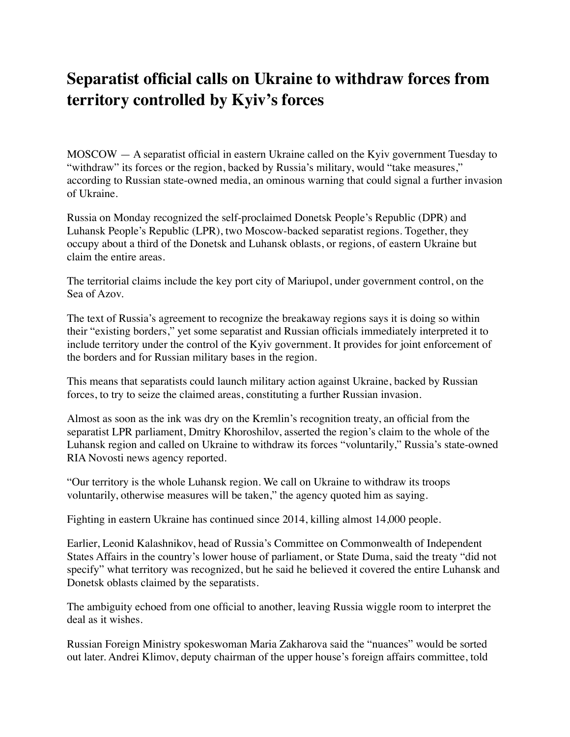# Separatist official calls on Ukraine to withdraw forces from territory controlled by Kyiv's forces

MOSCOW — A separatist official in eastern Ukraine called on the Kyiv government Tuesday to "withdraw" its forces or the region, backed by Russia's military, would "take measures," according to Russian state-owned media, an ominous warning that could signal a further invasion of Ukraine.

Russia on Monday recognized the self-proclaimed Donetsk People's Republic (DPR) and Luhansk People's Republic (LPR), two Moscow-backed separatist regions. Together, they occupy about a third of the Donetsk and Luhansk oblasts, or regions, of eastern Ukraine but claim the entire areas.

The territorial claims include the key port city of Mariupol, under government control, on the Sea of Azov.

The text of Russia's agreement to recognize the breakaway regions says it is doing so within their "existing borders," yet some separatist and Russian officials immediately interpreted it to include territory under the control of the Kyiv government. It provides for joint enforcement of the borders and for Russian military bases in the region.

This means that separatists could launch military action against Ukraine, backed by Russian forces, to try to seize the claimed areas, constituting a further Russian invasion.

Almost as soon as the ink was dry on the Kremlin's recognition treaty, an official from the separatist LPR parliament, Dmitry Khoroshilov, asserted the region's claim to the whole of the Luhansk region and called on Ukraine to withdraw its forces "voluntarily," Russia's state-owned RIA Novosti news agency reported.

"Our territory is the whole Luhansk region. We call on Ukraine to withdraw its troops voluntarily, otherwise measures will be taken," the agency quoted him as saying.

Fighting in eastern Ukraine has continued since 2014, killing almost 14,000 people.

Earlier, Leonid Kalashnikov, head of Russia's Committee on Commonwealth of Independent States Affairs in the country's lower house of parliament, or State Duma, said the treaty "did not specify" what territory was recognized, but he said he believed it covered the entire Luhansk and Donetsk oblasts claimed by the separatists.

The ambiguity echoed from one official to another, leaving Russia wiggle room to interpret the deal as it wishes.

Russian Foreign Ministry spokeswoman Maria Zakharova said the "nuances" would be sorted out later. Andrei Klimov, deputy chairman of the upper house's foreign affairs committee, told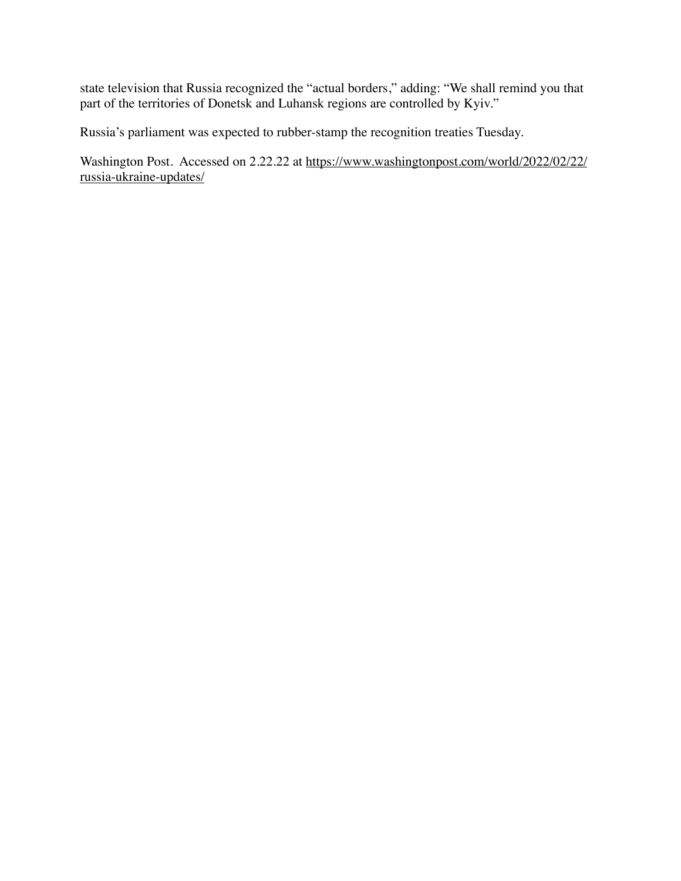state television that Russia recognized the "actual borders," adding: "We shall remind you that part of the territories of Donetsk and Luhansk regions are controlled by Kyiv."

Russia's parliament was expected to rubber-stamp the recognition treaties Tuesday.

Washington Post. Accessed on 2.22.22 at https://www.washingtonpost.com/world/2022/02/22/russia-ukraine-updates/